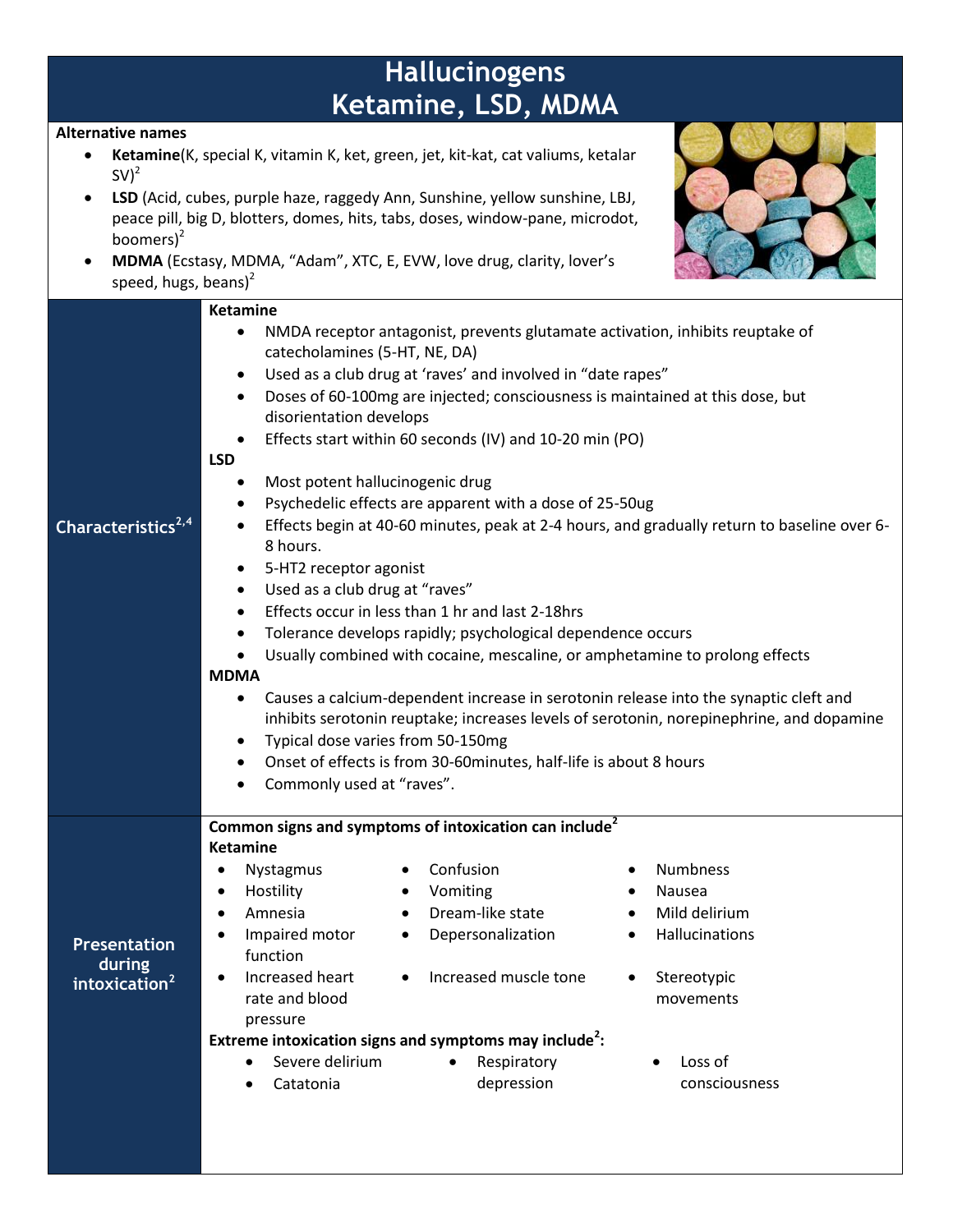# Hallucinogens
# Ketamine, LSD, MDMA

**Alternative names**

- **Ketamine**(K, special K, vitamin K, ket, green, jet, kit-kat, cat valiums, ketalar SV)[2]
- **LSD** (Acid, cubes, purple haze, raggedy Ann, Sunshine, yellow sunshine, LBJ, peace pill, big D, blotters, domes, hits, tabs, doses, window-pane, microdot, boomers)[2]
- **MDMA** (Ecstasy, MDMA, "Adam", XTC, E, EVW, love drug, clarity, lover's speed, hugs, beans)[2]

## Characteristics[2,4]

**Ketamine**

- NMDA receptor antagonist, prevents glutamate activation, inhibits reuptake of catecholamines (5-HT, NE, DA)
- Used as a club drug at 'raves' and involved in "date rapes"
- Doses of 60-100mg are injected; consciousness is maintained at this dose, but disorientation develops
- Effects start within 60 seconds (IV) and 10-20 min (PO)

**LSD**

- Most potent hallucinogenic drug
- Psychedelic effects are apparent with a dose of 25-50ug
- Effects begin at 40-60 minutes, peak at 2-4 hours, and gradually return to baseline over 6-8 hours.
- 5-HT2 receptor agonist
- Used as a club drug at "raves"
- Effects occur in less than 1 hr and last 2-18hrs
- Tolerance develops rapidly; psychological dependence occurs
- Usually combined with cocaine, mescaline, or amphetamine to prolong effects

**MDMA**

- Causes a calcium-dependent increase in serotonin release into the synaptic cleft and inhibits serotonin reuptake; increases levels of serotonin, norepinephrine, and dopamine
- Typical dose varies from 50-150mg
- Onset of effects is from 30-60minutes, half-life is about 8 hours
- Commonly used at "raves".

## Presentation during intoxication[2]

**Common signs and symptoms of intoxication can include[2]**

**Ketamine**

- Nystagmus
- Hostility
- Amnesia
- Impaired motor function
- Increased heart rate and blood pressure
- Confusion
- Vomiting
- Dream-like state
- Depersonalization
- Increased muscle tone
- Numbness
- Nausea
- Mild delirium
- Hallucinations
- Stereotypic movements

**Extreme intoxication signs and symptoms may include[2]:**

- Severe delirium
- Catatonia
- Respiratory depression
- Loss of consciousness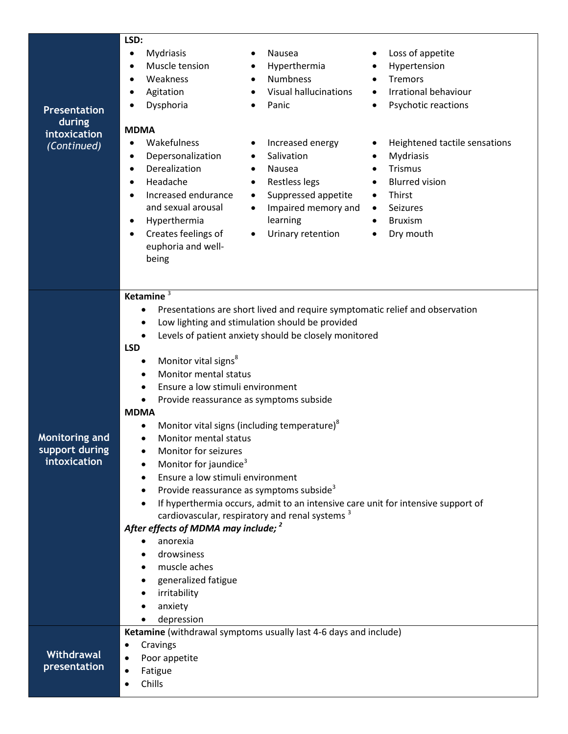| | |
|---|---|
| **Presentation during intoxication** *(Continued)* | **LSD:**<br>• Mydriasis<br>• Muscle tension<br>• Weakness<br>• Agitation<br>• Dysphoria<br>• Nausea<br>• Hyperthermia<br>• Numbness<br>• Visual hallucinations<br>• Panic<br>• Loss of appetite<br>• Hypertension<br>• Tremors<br>• Irrational behaviour<br>• Psychotic reactions<br><br>**MDMA**<br>• Wakefulness<br>• Depersonalization<br>• Derealization<br>• Headache<br>• Increased endurance and sexual arousal<br>• Hyperthermia<br>• Creates feelings of euphoria and well-being<br>• Increased energy<br>• Salivation<br>• Nausea<br>• Restless legs<br>• Suppressed appetite<br>• Impaired memory and learning<br>• Urinary retention<br>• Heightened tactile sensations<br>• Mydriasis<br>• Trismus<br>• Blurred vision<br>• Thirst<br>• Seizures<br>• Bruxism<br>• Dry mouth |
| **Monitoring and support during intoxication** | **Ketamine** [3]<br>• Presentations are short lived and require symptomatic relief and observation<br>• Low lighting and stimulation should be provided<br>• Levels of patient anxiety should be closely monitored<br>**LSD**<br>• Monitor vital signs[8]<br>• Monitor mental status<br>• Ensure a low stimuli environment<br>• Provide reassurance as symptoms subside<br>**MDMA**<br>• Monitor vital signs (including temperature)[8]<br>• Monitor mental status<br>• Monitor for seizures<br>• Monitor for jaundice[3]<br>• Ensure a low stimuli environment<br>• Provide reassurance as symptoms subside[3]<br>• If hyperthermia occurs, admit to an intensive care unit for intensive support of cardiovascular, respiratory and renal systems [3]<br>***After effects of MDMA may include;*** [2]<br>• anorexia<br>• drowsiness<br>• muscle aches<br>• generalized fatigue<br>• irritability<br>• anxiety<br>• depression |
| **Withdrawal presentation** | **Ketamine** (withdrawal symptoms usually last 4-6 days and include)<br>• Cravings<br>• Poor appetite<br>• Fatigue<br>• Chills |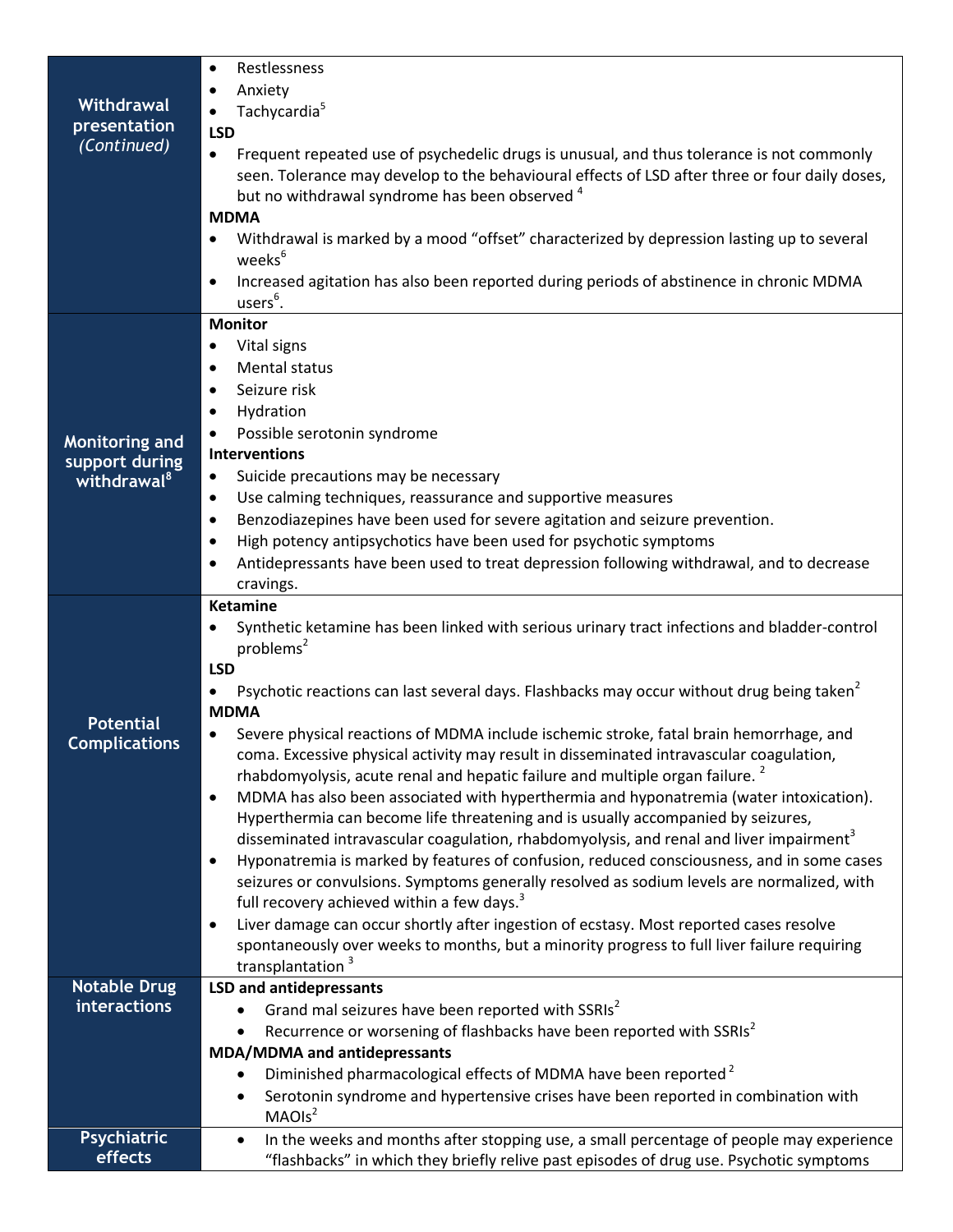| | |
|---|---|
| **Withdrawal presentation** *(Continued)* | • Restlessness<br>• Anxiety<br>• Tachycardia[5]<br>**LSD**<br>• Frequent repeated use of psychedelic drugs is unusual, and thus tolerance is not commonly seen. Tolerance may develop to the behavioural effects of LSD after three or four daily doses, but no withdrawal syndrome has been observed [4]<br>**MDMA**<br>• Withdrawal is marked by a mood "offset" characterized by depression lasting up to several weeks[6]<br>• Increased agitation has also been reported during periods of abstinence in chronic MDMA users[6]. |
| **Monitoring and support during withdrawal[8]** | **Monitor**<br>• Vital signs<br>• Mental status<br>• Seizure risk<br>• Hydration<br>• Possible serotonin syndrome<br>**Interventions**<br>• Suicide precautions may be necessary<br>• Use calming techniques, reassurance and supportive measures<br>• Benzodiazepines have been used for severe agitation and seizure prevention.<br>• High potency antipsychotics have been used for psychotic symptoms<br>• Antidepressants have been used to treat depression following withdrawal, and to decrease cravings. |
| **Potential Complications** | **Ketamine**<br>• Synthetic ketamine has been linked with serious urinary tract infections and bladder-control problems[2]<br>**LSD**<br>• Psychotic reactions can last several days. Flashbacks may occur without drug being taken[2]<br>**MDMA**<br>• Severe physical reactions of MDMA include ischemic stroke, fatal brain hemorrhage, and coma. Excessive physical activity may result in disseminated intravascular coagulation, rhabdomyolysis, acute renal and hepatic failure and multiple organ failure. [2]<br>• MDMA has also been associated with hyperthermia and hyponatremia (water intoxication). Hyperthermia can become life threatening and is usually accompanied by seizures, disseminated intravascular coagulation, rhabdomyolysis, and renal and liver impairment[3]<br>• Hyponatremia is marked by features of confusion, reduced consciousness, and in some cases seizures or convulsions. Symptoms generally resolved as sodium levels are normalized, with full recovery achieved within a few days.[3]<br>• Liver damage can occur shortly after ingestion of ecstasy. Most reported cases resolve spontaneously over weeks to months, but a minority progress to full liver failure requiring transplantation [3] |
| **Notable Drug interactions** | **LSD and antidepressants**<br>• Grand mal seizures have been reported with SSRIs[2]<br>• Recurrence or worsening of flashbacks have been reported with SSRIs[2]<br>**MDA/MDMA and antidepressants**<br>• Diminished pharmacological effects of MDMA have been reported [2]<br>• Serotonin syndrome and hypertensive crises have been reported in combination with MAOIs[2] |
| **Psychiatric effects** | • In the weeks and months after stopping use, a small percentage of people may experience "flashbacks" in which they briefly relive past episodes of drug use. Psychotic symptoms |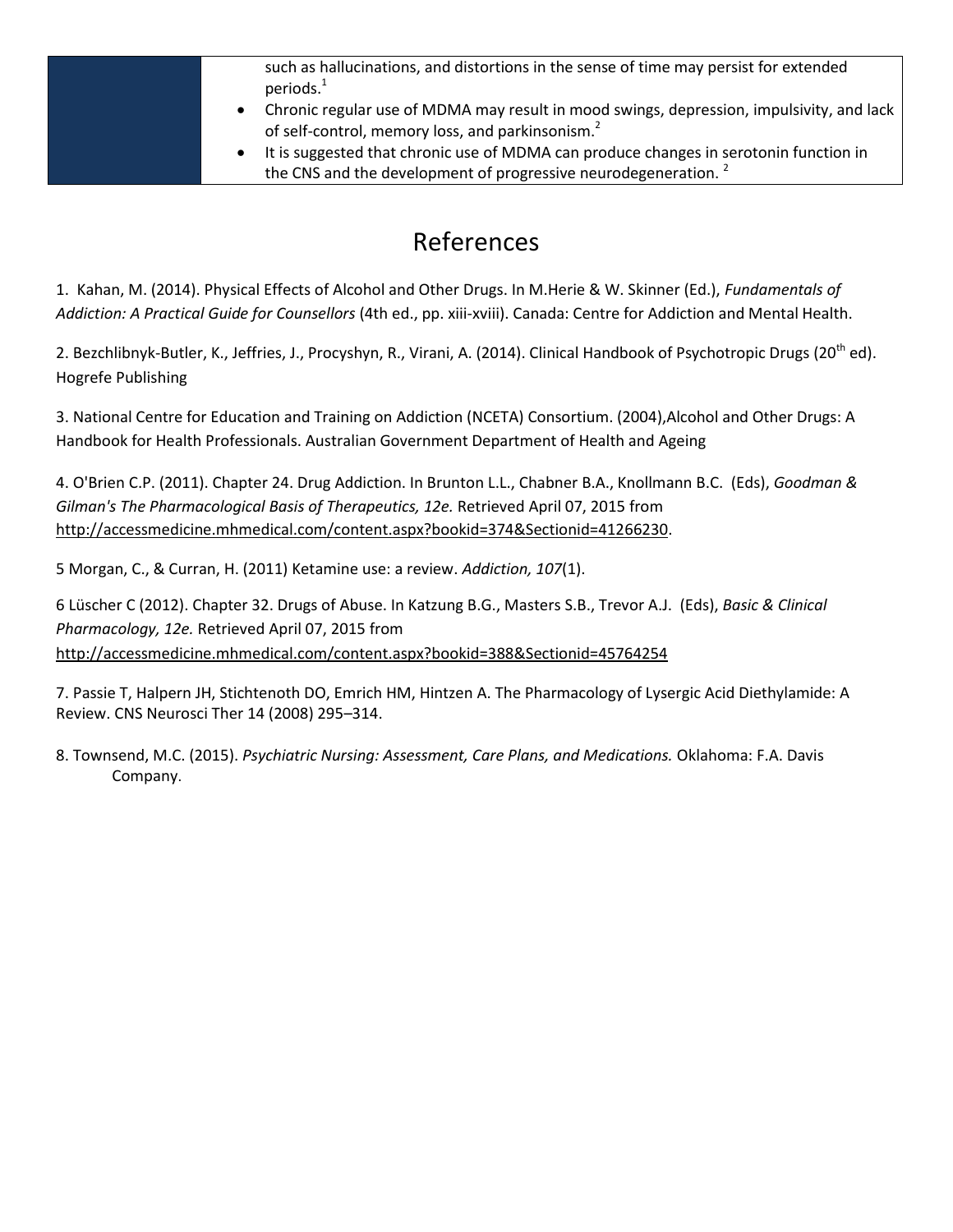| | |
|---|---|
| | such as hallucinations, and distortions in the sense of time may persist for extended periods.[1]<br>• Chronic regular use of MDMA may result in mood swings, depression, impulsivity, and lack of self-control, memory loss, and parkinsonism.[2]<br>• It is suggested that chronic use of MDMA can produce changes in serotonin function in the CNS and the development of progressive neurodegeneration. [2] |

# References

1. Kahan, M. (2014). Physical Effects of Alcohol and Other Drugs. In M.Herie & W. Skinner (Ed.), *Fundamentals of Addiction: A Practical Guide for Counsellors* (4th ed., pp. xiii-xviii). Canada: Centre for Addiction and Mental Health.

2. Bezchlibnyk-Butler, K., Jeffries, J., Procyshyn, R., Virani, A. (2014). Clinical Handbook of Psychotropic Drugs (20th ed). Hogrefe Publishing

3. National Centre for Education and Training on Addiction (NCETA) Consortium. (2004),Alcohol and Other Drugs: A Handbook for Health Professionals. Australian Government Department of Health and Ageing

4. O'Brien C.P. (2011). Chapter 24. Drug Addiction. In Brunton L.L., Chabner B.A., Knollmann B.C. (Eds), *Goodman & Gilman's The Pharmacological Basis of Therapeutics, 12e.* Retrieved April 07, 2015 from http://accessmedicine.mhmedical.com/content.aspx?bookid=374&Sectionid=41266230.

5 Morgan, C., & Curran, H. (2011) Ketamine use: a review. *Addiction, 107*(1).

6 Lüscher C (2012). Chapter 32. Drugs of Abuse. In Katzung B.G., Masters S.B., Trevor A.J. (Eds), *Basic & Clinical Pharmacology, 12e.* Retrieved April 07, 2015 from http://accessmedicine.mhmedical.com/content.aspx?bookid=388&Sectionid=45764254

7. Passie T, Halpern JH, Stichtenoth DO, Emrich HM, Hintzen A. The Pharmacology of Lysergic Acid Diethylamide: A Review. CNS Neurosci Ther 14 (2008) 295–314.

8. Townsend, M.C. (2015). *Psychiatric Nursing: Assessment, Care Plans, and Medications.* Oklahoma: F.A. Davis Company.